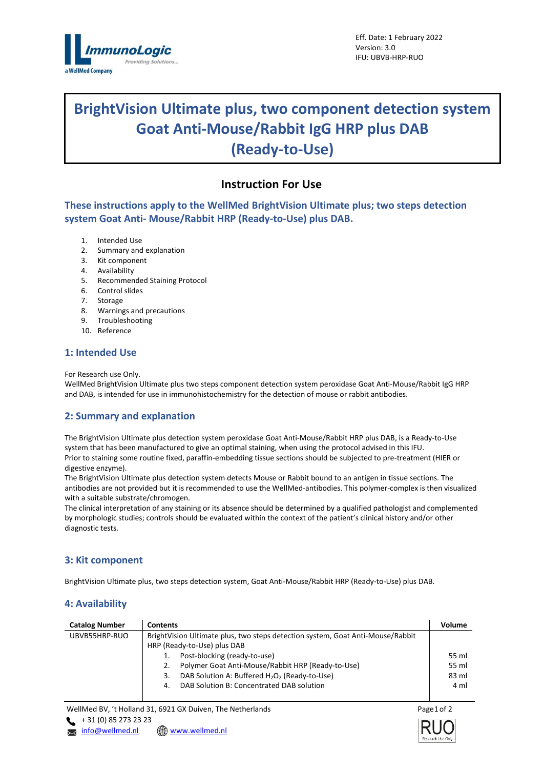Eff. Date: 1 February 2022
Version: 3.0
IFU: UBVB-HRP-RUO

# BrightVision Ultimate plus, two component detection system Goat Anti-Mouse/Rabbit IgG HRP plus DAB (Ready-to-Use)

## Instruction For Use

### These instructions apply to the WellMed BrightVision Ultimate plus; two steps detection system Goat Anti- Mouse/Rabbit HRP (Ready-to-Use) plus DAB.

1. Intended Use
2. Summary and explanation
3. Kit component
4. Availability
5. Recommended Staining Protocol
6. Control slides
7. Storage
8. Warnings and precautions
9. Troubleshooting
10. Reference

## 1: Intended Use

For Research use Only.
WellMed BrightVision Ultimate plus two steps component detection system peroxidase Goat Anti-Mouse/Rabbit IgG HRP and DAB, is intended for use in immunohistochemistry for the detection of mouse or rabbit antibodies.

## 2: Summary and explanation

The BrightVision Ultimate plus detection system peroxidase Goat Anti-Mouse/Rabbit HRP plus DAB, is a Ready-to-Use system that has been manufactured to give an optimal staining, when using the protocol advised in this IFU.
Prior to staining some routine fixed, paraffin-embedding tissue sections should be subjected to pre-treatment (HIER or digestive enzyme).
The BrightVision Ultimate plus detection system detects Mouse or Rabbit bound to an antigen in tissue sections. The antibodies are not provided but it is recommended to use the WellMed-antibodies. This polymer-complex is then visualized with a suitable substrate/chromogen.
The clinical interpretation of any staining or its absence should be determined by a qualified pathologist and complemented by morphologic studies; controls should be evaluated within the context of the patient's clinical history and/or other diagnostic tests.

## 3: Kit component

BrightVision Ultimate plus, two steps detection system, Goat Anti-Mouse/Rabbit HRP (Ready-to-Use) plus DAB.

## 4: Availability

| Catalog Number | Contents | Volume |
|---|---|---|
| UBVB55HRP-RUO | BrightVision Ultimate plus, two steps detection system, Goat Anti-Mouse/Rabbit HRP (Ready-to-Use) plus DAB | |
| | 1. Post-blocking (ready-to-use) | 55 ml |
| | 2. Polymer Goat Anti-Mouse/Rabbit HRP (Ready-to-Use) | 55 ml |
| | 3. DAB Solution A: Buffered $H_2O_2$ (Ready-to-Use) | 83 ml |
| | 4. DAB Solution B: Concentrated DAB solution | 4 ml |

WellMed BV, 't Holland 31, 6921 GX Duiven, The Netherlands
+ 31 (0) 85 273 23 23
info@wellmed.nl www.wellmed.nl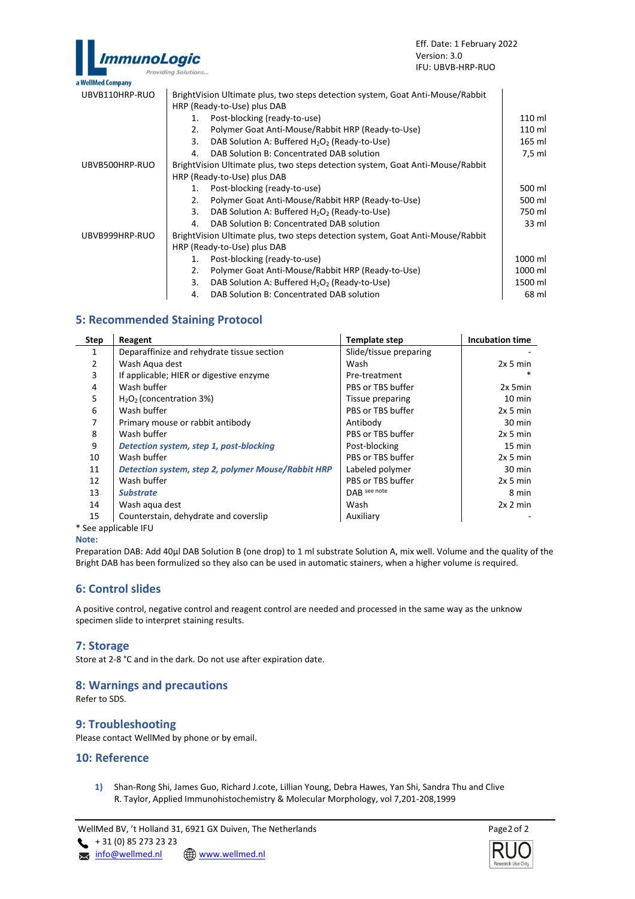| | | |
|---|---|---|
| UBVB110HRP-RUO | BrightVision Ultimate plus, two steps detection system, Goat Anti-Mouse/Rabbit HRP (Ready-to-Use) plus DAB | |
| | 1. Post-blocking (ready-to-use) | 110 ml |
| | 2. Polymer Goat Anti-Mouse/Rabbit HRP (Ready-to-Use) | 110 ml |
| | 3. DAB Solution A: Buffered $H_2O_2$ (Ready-to-Use) | 165 ml |
| | 4. DAB Solution B: Concentrated DAB solution | 7,5 ml |
| UBVB500HRP-RUO | BrightVision Ultimate plus, two steps detection system, Goat Anti-Mouse/Rabbit HRP (Ready-to-Use) plus DAB | |
| | 1. Post-blocking (ready-to-use) | 500 ml |
| | 2. Polymer Goat Anti-Mouse/Rabbit HRP (Ready-to-Use) | 500 ml |
| | 3. DAB Solution A: Buffered $H_2O_2$ (Ready-to-Use) | 750 ml |
| | 4. DAB Solution B: Concentrated DAB solution | 33 ml |
| UBVB999HRP-RUO | BrightVision Ultimate plus, two steps detection system, Goat Anti-Mouse/Rabbit HRP (Ready-to-Use) plus DAB | |
| | 1. Post-blocking (ready-to-use) | 1000 ml |
| | 2. Polymer Goat Anti-Mouse/Rabbit HRP (Ready-to-Use) | 1000 ml |
| | 3. DAB Solution A: Buffered $H_2O_2$ (Ready-to-Use) | 1500 ml |
| | 4. DAB Solution B: Concentrated DAB solution | 68 ml |

## 5: Recommended Staining Protocol

| Step | Reagent | Template step | Incubation time |
|---|---|---|---|
| 1 | Deparaffinize and rehydrate tissue section | Slide/tissue preparing | - |
| 2 | Wash Aqua dest | Wash | 2x 5 min |
| 3 | If applicable; HIER or digestive enzyme | Pre-treatment | * |
| 4 | Wash buffer | PBS or TBS buffer | 2x 5min |
| 5 | $H_2O_2$ (concentration 3%) | Tissue preparing | 10 min |
| 6 | Wash buffer | PBS or TBS buffer | 2x 5 min |
| 7 | Primary mouse or rabbit antibody | Antibody | 30 min |
| 8 | Wash buffer | PBS or TBS buffer | 2x 5 min |
| 9 | ***Detection system, step 1, post-blocking*** | Post-blocking | 15 min |
| 10 | Wash buffer | PBS or TBS buffer | 2x 5 min |
| 11 | ***Detection system, step 2, polymer Mouse/Rabbit HRP*** | Labeled polymer | 30 min |
| 12 | Wash buffer | PBS or TBS buffer | 2x 5 min |
| 13 | ***Substrate*** | DAB see note | 8 min |
| 14 | Wash aqua dest | Wash | 2x 2 min |
| 15 | Counterstain, dehydrate and coverslip | Auxiliary | - |

* See applicable IFU

**Note:**

Preparation DAB: Add 40µl DAB Solution B (one drop) to 1 ml substrate Solution A, mix well. Volume and the quality of the Bright DAB has been formulized so they also can be used in automatic stainers, when a higher volume is required.

## 6: Control slides

A positive control, negative control and reagent control are needed and processed in the same way as the unknow specimen slide to interpret staining results.

## 7: Storage

Store at 2-8 °C and in the dark. Do not use after expiration date.

## 8: Warnings and precautions

Refer to SDS.

## 9: Troubleshooting

Please contact WellMed by phone or by email.

## 10: Reference

1) Shan-Rong Shi, James Guo, Richard J.cote, Lillian Young, Debra Hawes, Yan Shi, Sandra Thu and Clive R. Taylor, Applied Immunohistochemistry & Molecular Morphology, vol 7,201-208,1999

WellMed BV, 't Holland 31, 6921 GX Duiven, The Netherlands
+ 31 (0) 85 273 23 23
info@wellmed.nl www.wellmed.nl